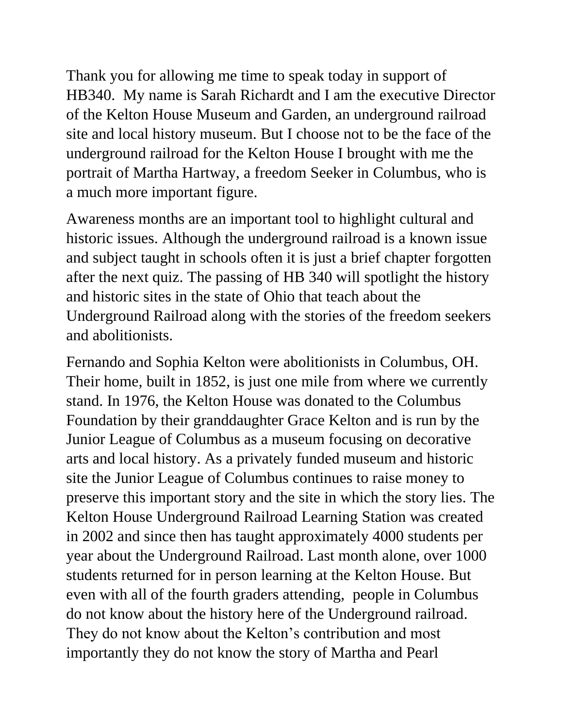Thank you for allowing me time to speak today in support of HB340. My name is Sarah Richardt and I am the executive Director of the Kelton House Museum and Garden, an underground railroad site and local history museum. But I choose not to be the face of the underground railroad for the Kelton House I brought with me the portrait of Martha Hartway, a freedom Seeker in Columbus, who is a much more important figure.

Awareness months are an important tool to highlight cultural and historic issues. Although the underground railroad is a known issue and subject taught in schools often it is just a brief chapter forgotten after the next quiz. The passing of HB 340 will spotlight the history and historic sites in the state of Ohio that teach about the Underground Railroad along with the stories of the freedom seekers and abolitionists.

Fernando and Sophia Kelton were abolitionists in Columbus, OH. Their home, built in 1852, is just one mile from where we currently stand. In 1976, the Kelton House was donated to the Columbus Foundation by their granddaughter Grace Kelton and is run by the Junior League of Columbus as a museum focusing on decorative arts and local history. As a privately funded museum and historic site the Junior League of Columbus continues to raise money to preserve this important story and the site in which the story lies. The Kelton House Underground Railroad Learning Station was created in 2002 and since then has taught approximately 4000 students per year about the Underground Railroad. Last month alone, over 1000 students returned for in person learning at the Kelton House. But even with all of the fourth graders attending, people in Columbus do not know about the history here of the Underground railroad. They do not know about the Kelton's contribution and most importantly they do not know the story of Martha and Pearl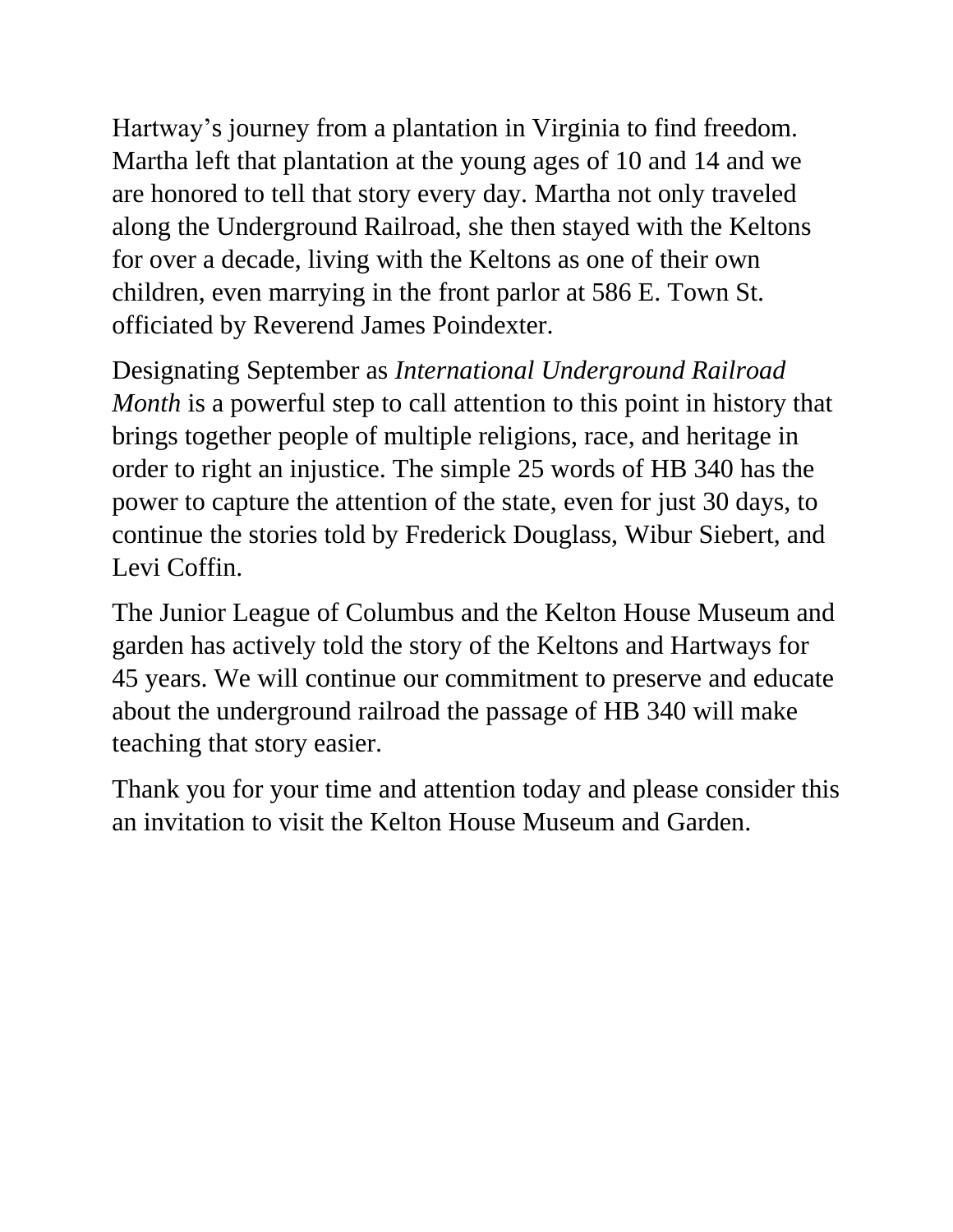Hartway's journey from a plantation in Virginia to find freedom. Martha left that plantation at the young ages of 10 and 14 and we are honored to tell that story every day. Martha not only traveled along the Underground Railroad, she then stayed with the Keltons for over a decade, living with the Keltons as one of their own children, even marrying in the front parlor at 586 E. Town St. officiated by Reverend James Poindexter.

Designating September as *International Underground Railroad Month* is a powerful step to call attention to this point in history that brings together people of multiple religions, race, and heritage in order to right an injustice. The simple 25 words of HB 340 has the power to capture the attention of the state, even for just 30 days, to continue the stories told by Frederick Douglass, Wibur Siebert, and Levi Coffin.

The Junior League of Columbus and the Kelton House Museum and garden has actively told the story of the Keltons and Hartways for 45 years. We will continue our commitment to preserve and educate about the underground railroad the passage of HB 340 will make teaching that story easier.

Thank you for your time and attention today and please consider this an invitation to visit the Kelton House Museum and Garden.